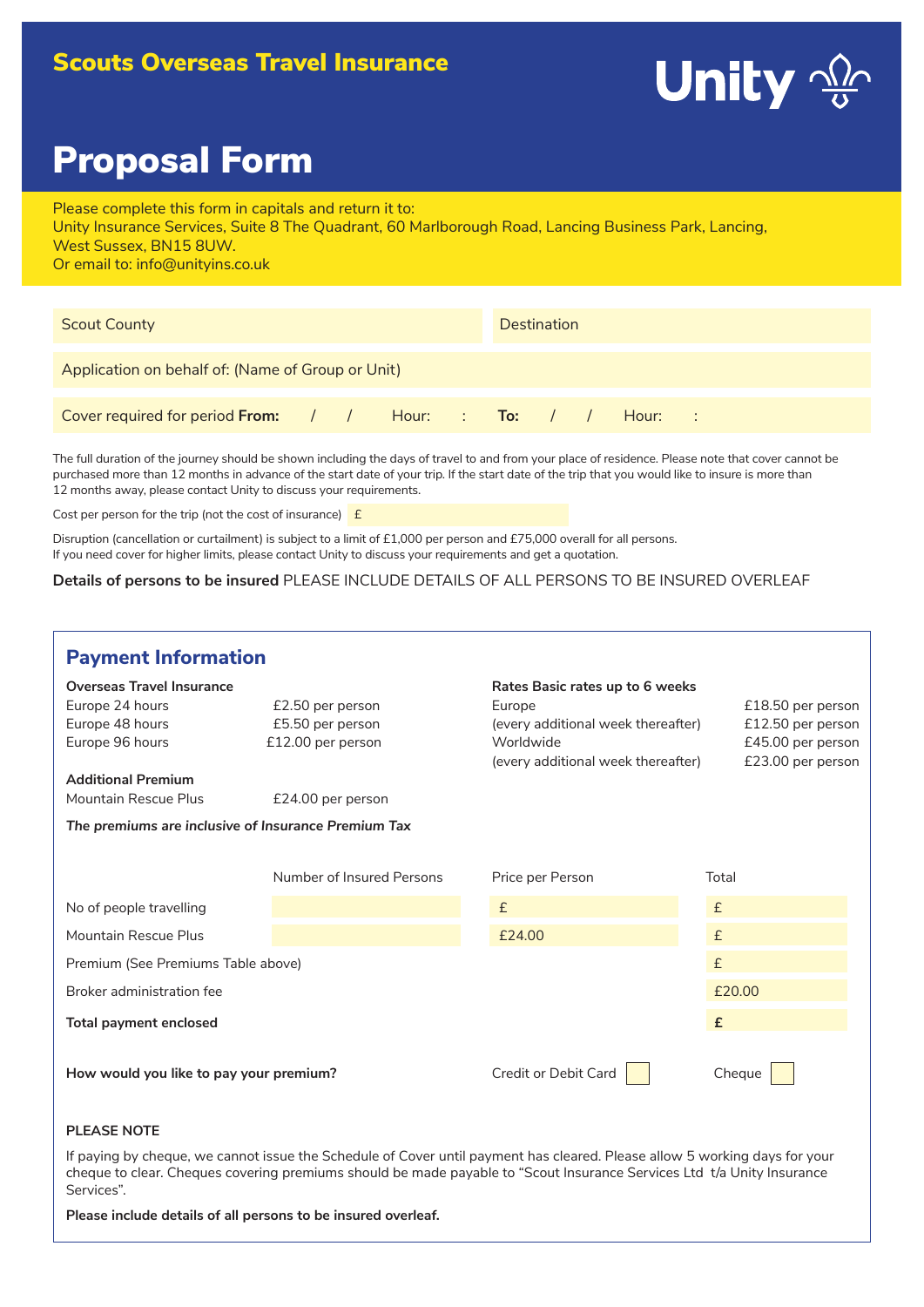## Scouts Overseas Travel Insurance

Unity

# Proposal Form

Please complete this form in capitals and return it to:
Unity Insurance Services, Suite 8 The Quadrant, 60 Marlborough Road, Lancing Business Park, Lancing, West Sussex, BN15 8UW.
Or email to: info@unityins.co.uk

Scout County

Destination

Application on behalf of: (Name of Group or Unit)

Cover required for period **From:** / / Hour: : **To:** / / Hour: :

The full duration of the journey should be shown including the days of travel to and from your place of residence. Please note that cover cannot be purchased more than 12 months in advance of the start date of your trip. If the start date of the trip that you would like to insure is more than 12 months away, please contact Unity to discuss your requirements.

Cost per person for the trip (not the cost of insurance) £

Disruption (cancellation or curtailment) is subject to a limit of £1,000 per person and £75,000 overall for all persons.
If you need cover for higher limits, please contact Unity to discuss your requirements and get a quotation.

**Details of persons to be insured** PLEASE INCLUDE DETAILS OF ALL PERSONS TO BE INSURED OVERLEAF

## Payment Information

**Overseas Travel Insurance**

| | |
|---|---|
| Europe 24 hours | £2.50 per person |
| Europe 48 hours | £5.50 per person |
| Europe 96 hours | £12.00 per person |

**Rates Basic rates up to 6 weeks**

| | |
|---|---|
| Europe | £18.50 per person |
| (every additional week thereafter) | £12.50 per person |
| Worldwide | £45.00 per person |
| (every additional week thereafter) | £23.00 per person |

**Additional Premium**

| | |
|---|---|
| Mountain Rescue Plus | £24.00 per person |

***The premiums are inclusive of Insurance Premium Tax***

| | Number of Insured Persons | Price per Person | Total |
|---|---|---|---|
| No of people travelling | | £ | £ |
| Mountain Rescue Plus | | £24.00 | £ |
| Premium (See Premiums Table above) | | | £ |
| Broker administration fee | | | £20.00 |
| **Total payment enclosed** | | | **£** |

**How would you like to pay your premium?** Credit or Debit Card ☐ Cheque ☐

**PLEASE NOTE**

If paying by cheque, we cannot issue the Schedule of Cover until payment has cleared. Please allow 5 working days for your cheque to clear. Cheques covering premiums should be made payable to "Scout Insurance Services Ltd t/a Unity Insurance Services".

**Please include details of all persons to be insured overleaf.**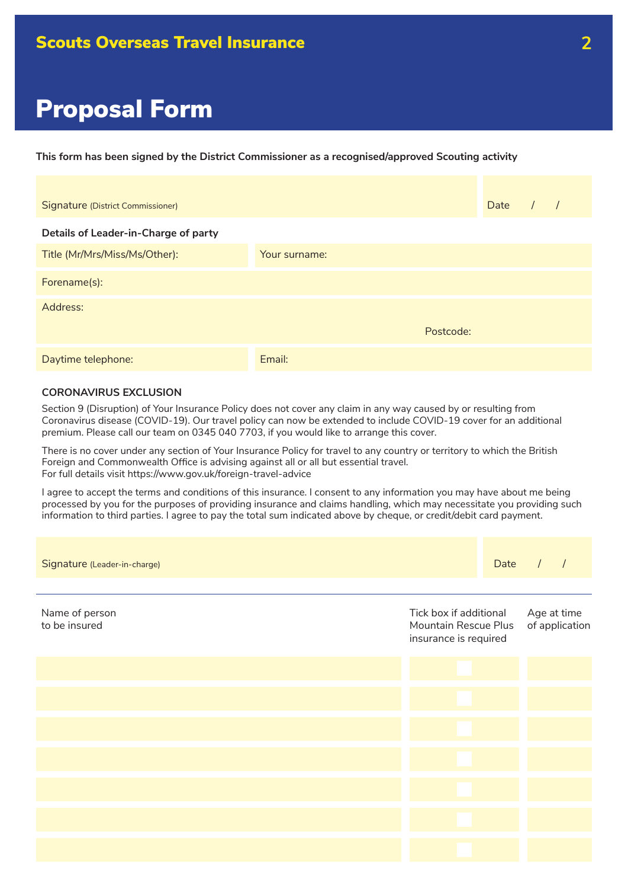**Scouts Overseas Travel Insurance**

# Proposal Form

**This form has been signed by the District Commissioner as a recognised/approved Scouting activity**

| Signature (District Commissioner) | Date / / |
|---|---|

**Details of Leader-in-Charge of party**

| Title (Mr/Mrs/Miss/Ms/Other): | Your surname: |
|---|---|
| Forename(s): | |
| Address: Postcode: | |
| Daytime telephone: | Email: |

**CORONAVIRUS EXCLUSION**

Section 9 (Disruption) of Your Insurance Policy does not cover any claim in any way caused by or resulting from Coronavirus disease (COVID-19). Our travel policy can now be extended to include COVID-19 cover for an additional premium. Please call our team on 0345 040 7703, if you would like to arrange this cover.

There is no cover under any section of Your Insurance Policy for travel to any country or territory to which the British Foreign and Commonwealth Office is advising against all or all but essential travel.
For full details visit https://www.gov.uk/foreign-travel-advice

I agree to accept the terms and conditions of this insurance. I consent to any information you may have about me being processed by you for the purposes of providing insurance and claims handling, which may necessitate you providing such information to third parties. I agree to pay the total sum indicated above by cheque, or credit/debit card payment.

| Signature (Leader-in-charge) | Date / / |
|---|---|

| Name of person to be insured | Tick box if additional Mountain Rescue Plus insurance is required | Age at time of application |
|---|---|---|
| | ☐ | |
| | ☐ | |
| | ☐ | |
| | ☐ | |
| | ☐ | |
| | ☐ | |
| | ☐ | |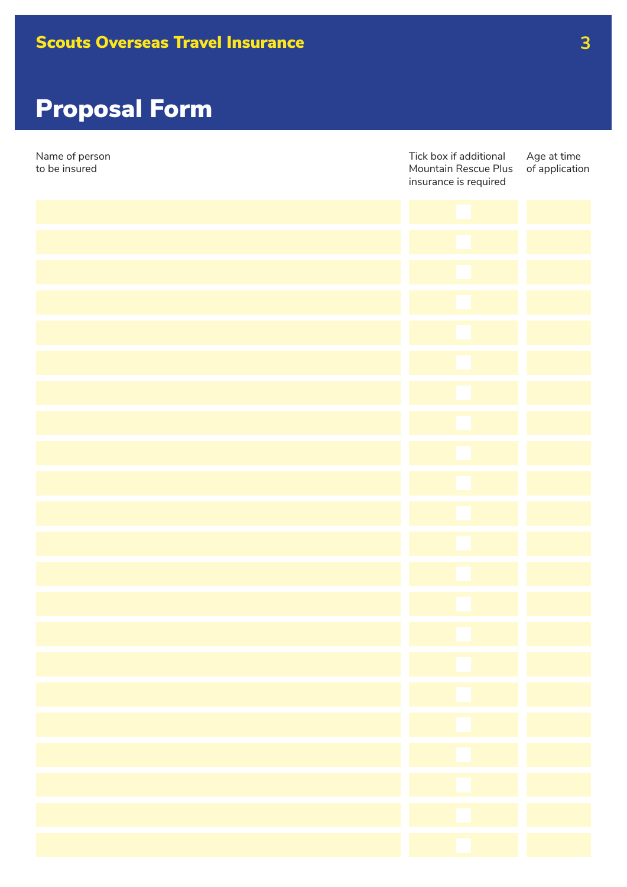# Proposal Form

| Name of person to be insured | Tick box if additional Mountain Rescue Plus insurance is required | Age at time of application |
|---|---|---|
| | ☐ | |
| | ☐ | |
| | ☐ | |
| | ☐ | |
| | ☐ | |
| | ☐ | |
| | ☐ | |
| | ☐ | |
| | ☐ | |
| | ☐ | |
| | ☐ | |
| | ☐ | |
| | ☐ | |
| | ☐ | |
| | ☐ | |
| | ☐ | |
| | ☐ | |
| | ☐ | |
| | ☐ | |
| | ☐ | |
| | ☐ | |
| | ☐ | |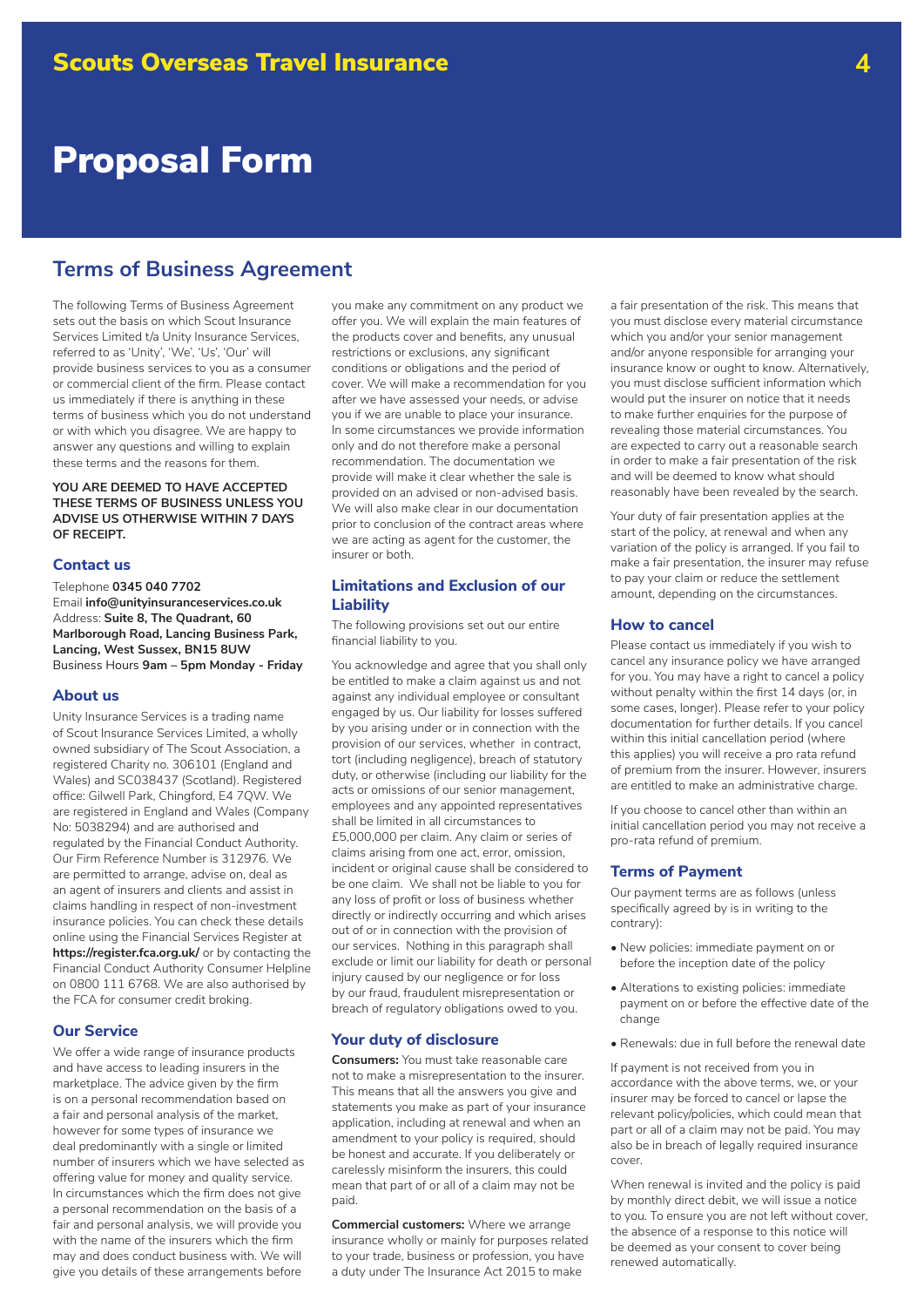# Proposal Form

## Terms of Business Agreement

The following Terms of Business Agreement sets out the basis on which Scout Insurance Services Limited t/a Unity Insurance Services, referred to as 'Unity', 'We', 'Us', 'Our' will provide business services to you as a consumer or commercial client of the firm. Please contact us immediately if there is anything in these terms of business which you do not understand or with which you disagree. We are happy to answer any questions and willing to explain these terms and the reasons for them.

**YOU ARE DEEMED TO HAVE ACCEPTED THESE TERMS OF BUSINESS UNLESS YOU ADVISE US OTHERWISE WITHIN 7 DAYS OF RECEIPT.**

### Contact us

Telephone **0345 040 7702**
Email **info@unityinsuranceservices.co.uk**
Address: **Suite 8, The Quadrant, 60 Marlborough Road, Lancing Business Park, Lancing, West Sussex, BN15 8UW**
Business Hours **9am – 5pm Monday - Friday**

### About us

Unity Insurance Services is a trading name of Scout Insurance Services Limited, a wholly owned subsidiary of The Scout Association, a registered Charity no. 306101 (England and Wales) and SC038437 (Scotland). Registered office: Gilwell Park, Chingford, E4 7QW. We are registered in England and Wales (Company No: 5038294) and are authorised and regulated by the Financial Conduct Authority. Our Firm Reference Number is 312976. We are permitted to arrange, advise on, deal as an agent of insurers and clients and assist in claims handling in respect of non-investment insurance policies. You can check these details online using the Financial Services Register at **https://register.fca.org.uk/** or by contacting the Financial Conduct Authority Consumer Helpline on 0800 111 6768. We are also authorised by the FCA for consumer credit broking.

### Our Service

We offer a wide range of insurance products and have access to leading insurers in the marketplace. The advice given by the firm is on a personal recommendation based on a fair and personal analysis of the market, however for some types of insurance we deal predominantly with a single or limited number of insurers which we have selected as offering value for money and quality service. In circumstances which the firm does not give a personal recommendation on the basis of a fair and personal analysis, we will provide you with the name of the insurers which the firm may and does conduct business with. We will give you details of these arrangements before you make any commitment on any product we offer you. We will explain the main features of the products cover and benefits, any unusual restrictions or exclusions, any significant conditions or obligations and the period of cover. We will make a recommendation for you after we have assessed your needs, or advise you if we are unable to place your insurance. In some circumstances we provide information only and do not therefore make a personal recommendation. The documentation we provide will make it clear whether the sale is provided on an advised or non-advised basis. We will also make clear in our documentation prior to conclusion of the contract areas where we are acting as agent for the customer, the insurer or both.

### Limitations and Exclusion of our Liability

The following provisions set out our entire financial liability to you.

You acknowledge and agree that you shall only be entitled to make a claim against us and not against any individual employee or consultant engaged by us. Our liability for losses suffered by you arising under or in connection with the provision of our services, whether in contract, tort (including negligence), breach of statutory duty, or otherwise (including our liability for the acts or omissions of our senior management, employees and any appointed representatives shall be limited in all circumstances to £5,000,000 per claim. Any claim or series of claims arising from one act, error, omission, incident or original cause shall be considered to be one claim. We shall not be liable to you for any loss of profit or loss of business whether directly or indirectly occurring and which arises out of or in connection with the provision of our services. Nothing in this paragraph shall exclude or limit our liability for death or personal injury caused by our negligence or for loss by our fraud, fraudulent misrepresentation or breach of regulatory obligations owed to you.

### Your duty of disclosure

**Consumers:** You must take reasonable care not to make a misrepresentation to the insurer. This means that all the answers you give and statements you make as part of your insurance application, including at renewal and when an amendment to your policy is required, should be honest and accurate. If you deliberately or carelessly misinform the insurers, this could mean that part of or all of a claim may not be paid.

**Commercial customers:** Where we arrange insurance wholly or mainly for purposes related to your trade, business or profession, you have a duty under The Insurance Act 2015 to make a fair presentation of the risk. This means that you must disclose every material circumstance which you and/or your senior management and/or anyone responsible for arranging your insurance know or ought to know. Alternatively, you must disclose sufficient information which would put the insurer on notice that it needs to make further enquiries for the purpose of revealing those material circumstances. You are expected to carry out a reasonable search in order to make a fair presentation of the risk and will be deemed to know what should reasonably have been revealed by the search.

Your duty of fair presentation applies at the start of the policy, at renewal and when any variation of the policy is arranged. If you fail to make a fair presentation, the insurer may refuse to pay your claim or reduce the settlement amount, depending on the circumstances.

### How to cancel

Please contact us immediately if you wish to cancel any insurance policy we have arranged for you. You may have a right to cancel a policy without penalty within the first 14 days (or, in some cases, longer). Please refer to your policy documentation for further details. If you cancel within this initial cancellation period (where this applies) you will receive a pro rata refund of premium from the insurer. However, insurers are entitled to make an administrative charge.

If you choose to cancel other than within an initial cancellation period you may not receive a pro-rata refund of premium.

### Terms of Payment

Our payment terms are as follows (unless specifically agreed by is in writing to the contrary):

- New policies: immediate payment on or before the inception date of the policy
- Alterations to existing policies: immediate payment on or before the effective date of the change
- Renewals: due in full before the renewal date

If payment is not received from you in accordance with the above terms, we, or your insurer may be forced to cancel or lapse the relevant policy/policies, which could mean that part or all of a claim may not be paid. You may also be in breach of legally required insurance cover.

When renewal is invited and the policy is paid by monthly direct debit, we will issue a notice to you. To ensure you are not left without cover, the absence of a response to this notice will be deemed as your consent to cover being renewed automatically.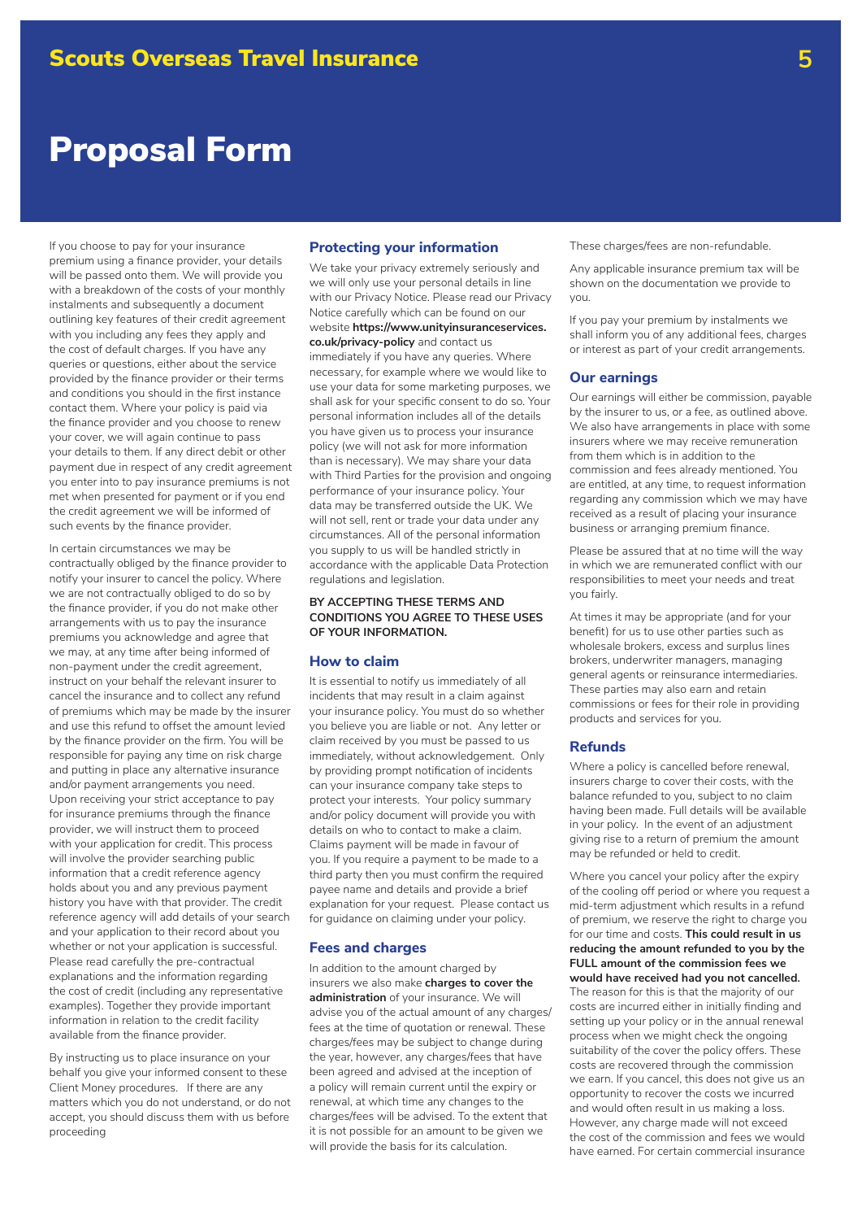# Proposal Form

If you choose to pay for your insurance premium using a finance provider, your details will be passed onto them. We will provide you with a breakdown of the costs of your monthly instalments and subsequently a document outlining key features of their credit agreement with you including any fees they apply and the cost of default charges. If you have any queries or questions, either about the service provided by the finance provider or their terms and conditions you should in the first instance contact them. Where your policy is paid via the finance provider and you choose to renew your cover, we will again continue to pass your details to them. If any direct debit or other payment due in respect of any credit agreement you enter into to pay insurance premiums is not met when presented for payment or if you end the credit agreement we will be informed of such events by the finance provider.

In certain circumstances we may be contractually obliged by the finance provider to notify your insurer to cancel the policy. Where we are not contractually obliged to do so by the finance provider, if you do not make other arrangements with us to pay the insurance premiums you acknowledge and agree that we may, at any time after being informed of non-payment under the credit agreement, instruct on your behalf the relevant insurer to cancel the insurance and to collect any refund of premiums which may be made by the insurer and use this refund to offset the amount levied by the finance provider on the firm. You will be responsible for paying any time on risk charge and putting in place any alternative insurance and/or payment arrangements you need. Upon receiving your strict acceptance to pay for insurance premiums through the finance provider, we will instruct them to proceed with your application for credit. This process will involve the provider searching public information that a credit reference agency holds about you and any previous payment history you have with that provider. The credit reference agency will add details of your search and your application to their record about you whether or not your application is successful. Please read carefully the pre-contractual explanations and the information regarding the cost of credit (including any representative examples). Together they provide important information in relation to the credit facility available from the finance provider.

By instructing us to place insurance on your behalf you give your informed consent to these Client Money procedures. If there are any matters which you do not understand, or do not accept, you should discuss them with us before proceeding

## Protecting your information

We take your privacy extremely seriously and we will only use your personal details in line with our Privacy Notice. Please read our Privacy Notice carefully which can be found on our website **https://www.unityinsuranceservices.co.uk/privacy-policy** and contact us immediately if you have any queries. Where necessary, for example where we would like to use your data for some marketing purposes, we shall ask for your specific consent to do so. Your personal information includes all of the details you have given us to process your insurance policy (we will not ask for more information than is necessary). We may share your data with Third Parties for the provision and ongoing performance of your insurance policy. Your data may be transferred outside the UK. We will not sell, rent or trade your data under any circumstances. All of the personal information you supply to us will be handled strictly in accordance with the applicable Data Protection regulations and legislation.

**BY ACCEPTING THESE TERMS AND CONDITIONS YOU AGREE TO THESE USES OF YOUR INFORMATION.**

## How to claim

It is essential to notify us immediately of all incidents that may result in a claim against your insurance policy. You must do so whether you believe you are liable or not. Any letter or claim received by you must be passed to us immediately, without acknowledgement. Only by providing prompt notification of incidents can your insurance company take steps to protect your interests. Your policy summary and/or policy document will provide you with details on who to contact to make a claim. Claims payment will be made in favour of you. If you require a payment to be made to a third party then you must confirm the required payee name and details and provide a brief explanation for your request. Please contact us for guidance on claiming under your policy.

## Fees and charges

In addition to the amount charged by insurers we also make **charges to cover the administration** of your insurance. We will advise you of the actual amount of any charges/fees at the time of quotation or renewal. These charges/fees may be subject to change during the year, however, any charges/fees that have been agreed and advised at the inception of a policy will remain current until the expiry or renewal, at which time any changes to the charges/fees will be advised. To the extent that it is not possible for an amount to be given we will provide the basis for its calculation.

These charges/fees are non-refundable.

Any applicable insurance premium tax will be shown on the documentation we provide to you.

If you pay your premium by instalments we shall inform you of any additional fees, charges or interest as part of your credit arrangements.

## Our earnings

Our earnings will either be commission, payable by the insurer to us, or a fee, as outlined above. We also have arrangements in place with some insurers where we may receive remuneration from them which is in addition to the commission and fees already mentioned. You are entitled, at any time, to request information regarding any commission which we may have received as a result of placing your insurance business or arranging premium finance.

Please be assured that at no time will the way in which we are remunerated conflict with our responsibilities to meet your needs and treat you fairly.

At times it may be appropriate (and for your benefit) for us to use other parties such as wholesale brokers, excess and surplus lines brokers, underwriter managers, managing general agents or reinsurance intermediaries. These parties may also earn and retain commissions or fees for their role in providing products and services for you.

## Refunds

Where a policy is cancelled before renewal, insurers charge to cover their costs, with the balance refunded to you, subject to no claim having been made. Full details will be available in your policy. In the event of an adjustment giving rise to a return of premium the amount may be refunded or held to credit.

Where you cancel your policy after the expiry of the cooling off period or where you request a mid-term adjustment which results in a refund of premium, we reserve the right to charge you for our time and costs. **This could result in us reducing the amount refunded to you by the FULL amount of the commission fees we would have received had you not cancelled.** The reason for this is that the majority of our costs are incurred either in initially finding and setting up your policy or in the annual renewal process when we might check the ongoing suitability of the cover the policy offers. These costs are recovered through the commission we earn. If you cancel, this does not give us an opportunity to recover the costs we incurred and would often result in us making a loss. However, any charge made will not exceed the cost of the commission and fees we would have earned. For certain commercial insurance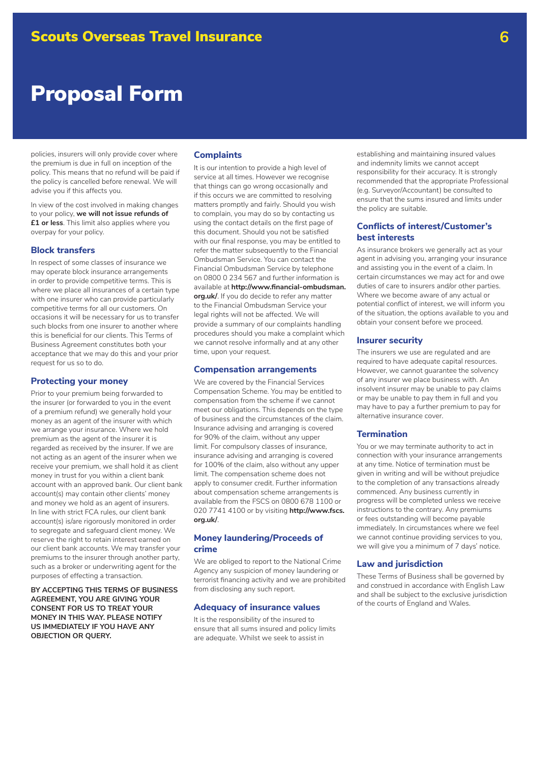# Proposal Form

policies, insurers will only provide cover where the premium is due in full on inception of the policy. This means that no refund will be paid if the policy is cancelled before renewal. We will advise you if this affects you.

In view of the cost involved in making changes to your policy, **we will not issue refunds of £1 or less**. This limit also applies where you overpay for your policy.

### Block transfers

In respect of some classes of insurance we may operate block insurance arrangements in order to provide competitive terms. This is where we place all insurances of a certain type with one insurer who can provide particularly competitive terms for all our customers. On occasions it will be necessary for us to transfer such blocks from one insurer to another where this is beneficial for our clients. This Terms of Business Agreement constitutes both your acceptance that we may do this and your prior request for us so to do.

### Protecting your money

Prior to your premium being forwarded to the insurer (or forwarded to you in the event of a premium refund) we generally hold your money as an agent of the insurer with which we arrange your insurance. Where we hold premium as the agent of the insurer it is regarded as received by the insurer. If we are not acting as an agent of the insurer when we receive your premium, we shall hold it as client money in trust for you within a client bank account with an approved bank. Our client bank account(s) may contain other clients' money and money we hold as an agent of insurers. In line with strict FCA rules, our client bank account(s) is/are rigorously monitored in order to segregate and safeguard client money. We reserve the right to retain interest earned on our client bank accounts. We may transfer your premiums to the insurer through another party, such as a broker or underwriting agent for the purposes of effecting a transaction.

**BY ACCEPTING THIS TERMS OF BUSINESS AGREEMENT, YOU ARE GIVING YOUR CONSENT FOR US TO TREAT YOUR MONEY IN THIS WAY. PLEASE NOTIFY US IMMEDIATELY IF YOU HAVE ANY OBJECTION OR QUERY.**

### Complaints

It is our intention to provide a high level of service at all times. However we recognise that things can go wrong occasionally and if this occurs we are committed to resolving matters promptly and fairly. Should you wish to complain, you may do so by contacting us using the contact details on the first page of this document. Should you not be satisfied with our final response, you may be entitled to refer the matter subsequently to the Financial Ombudsman Service. You can contact the Financial Ombudsman Service by telephone on 0800 0 234 567 and further information is available at **http://www.financial-ombudsman.org.uk/**. If you do decide to refer any matter to the Financial Ombudsman Service your legal rights will not be affected. We will provide a summary of our complaints handling procedures should you make a complaint which we cannot resolve informally and at any other time, upon your request.

### Compensation arrangements

We are covered by the Financial Services Compensation Scheme. You may be entitled to compensation from the scheme if we cannot meet our obligations. This depends on the type of business and the circumstances of the claim. Insurance advising and arranging is covered for 90% of the claim, without any upper limit. For compulsory classes of insurance, insurance advising and arranging is covered for 100% of the claim, also without any upper limit. The compensation scheme does not apply to consumer credit. Further information about compensation scheme arrangements is available from the FSCS on 0800 678 1100 or 020 7741 4100 or by visiting **http://www.fscs.org.uk/**.

### Money laundering/Proceeds of crime

We are obliged to report to the National Crime Agency any suspicion of money laundering or terrorist financing activity and we are prohibited from disclosing any such report.

### Adequacy of insurance values

It is the responsibility of the insured to ensure that all sums insured and policy limits are adequate. Whilst we seek to assist in establishing and maintaining insured values and indemnity limits we cannot accept responsibility for their accuracy. It is strongly recommended that the appropriate Professional (e.g. Surveyor/Accountant) be consulted to ensure that the sums insured and limits under the policy are suitable.

### Conflicts of interest/Customer's best interests

As insurance brokers we generally act as your agent in advising you, arranging your insurance and assisting you in the event of a claim. In certain circumstances we may act for and owe duties of care to insurers and/or other parties. Where we become aware of any actual or potential conflict of interest, we will inform you of the situation, the options available to you and obtain your consent before we proceed.

### Insurer security

The insurers we use are regulated and are required to have adequate capital resources. However, we cannot guarantee the solvency of any insurer we place business with. An insolvent insurer may be unable to pay claims or may be unable to pay them in full and you may have to pay a further premium to pay for alternative insurance cover.

### Termination

You or we may terminate authority to act in connection with your insurance arrangements at any time. Notice of termination must be given in writing and will be without prejudice to the completion of any transactions already commenced. Any business currently in progress will be completed unless we receive instructions to the contrary. Any premiums or fees outstanding will become payable immediately. In circumstances where we feel we cannot continue providing services to you, we will give you a minimum of 7 days' notice.

### Law and jurisdiction

These Terms of Business shall be governed by and construed in accordance with English Law and shall be subject to the exclusive jurisdiction of the courts of England and Wales.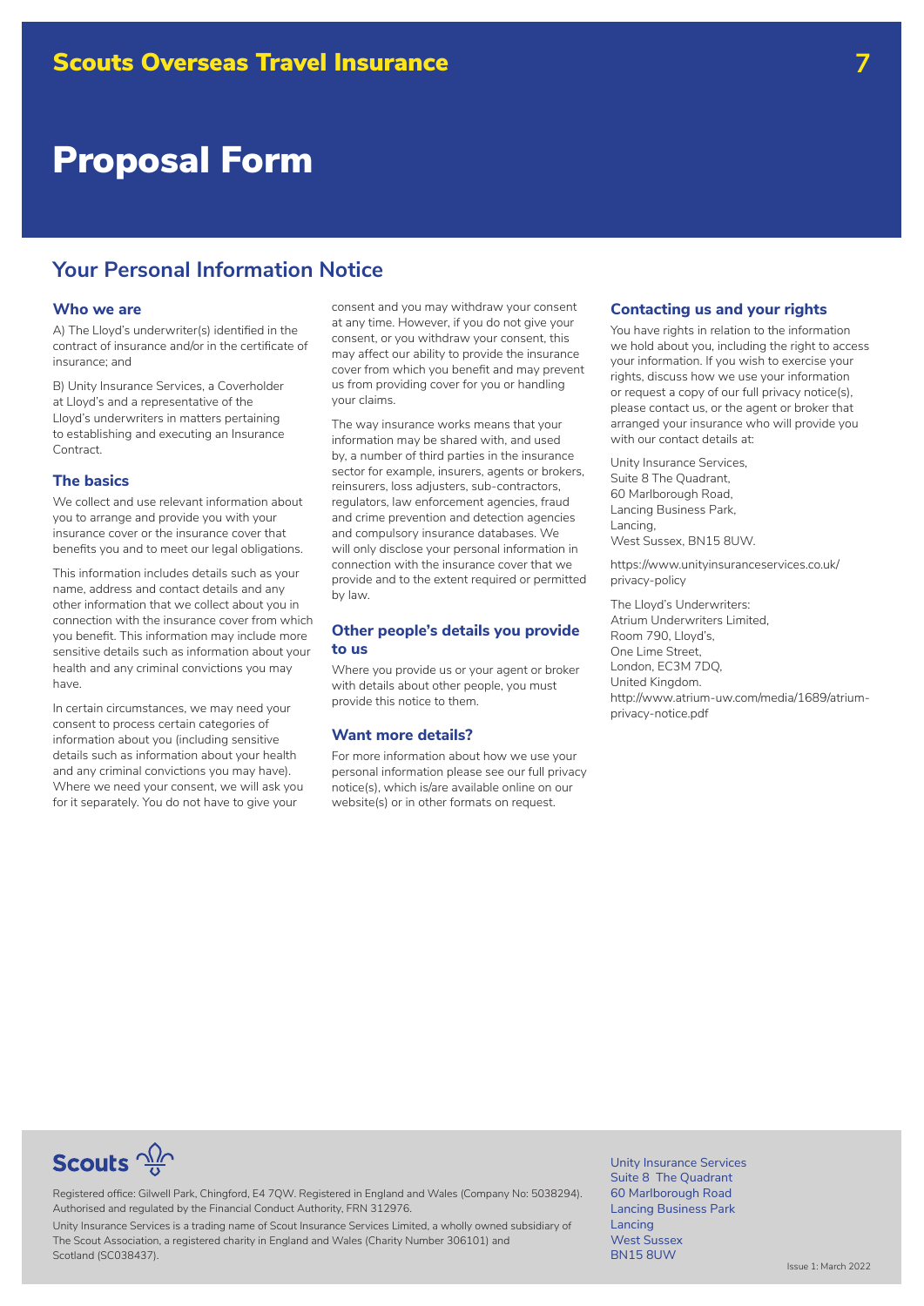# Proposal Form

## Your Personal Information Notice

### Who we are

A) The Lloyd's underwriter(s) identified in the contract of insurance and/or in the certificate of insurance; and

B) Unity Insurance Services, a Coverholder at Lloyd's and a representative of the Lloyd's underwriters in matters pertaining to establishing and executing an Insurance Contract.

### The basics

We collect and use relevant information about you to arrange and provide you with your insurance cover or the insurance cover that benefits you and to meet our legal obligations.

This information includes details such as your name, address and contact details and any other information that we collect about you in connection with the insurance cover from which you benefit. This information may include more sensitive details such as information about your health and any criminal convictions you may have.

In certain circumstances, we may need your consent to process certain categories of information about you (including sensitive details such as information about your health and any criminal convictions you may have). Where we need your consent, we will ask you for it separately. You do not have to give your consent and you may withdraw your consent at any time. However, if you do not give your consent, or you withdraw your consent, this may affect our ability to provide the insurance cover from which you benefit and may prevent us from providing cover for you or handling your claims.

The way insurance works means that your information may be shared with, and used by, a number of third parties in the insurance sector for example, insurers, agents or brokers, reinsurers, loss adjusters, sub-contractors, regulators, law enforcement agencies, fraud and crime prevention and detection agencies and compulsory insurance databases. We will only disclose your personal information in connection with the insurance cover that we provide and to the extent required or permitted by law.

### Other people's details you provide to us

Where you provide us or your agent or broker with details about other people, you must provide this notice to them.

### Want more details?

For more information about how we use your personal information please see our full privacy notice(s), which is/are available online on our website(s) or in other formats on request.

### Contacting us and your rights

You have rights in relation to the information we hold about you, including the right to access your information. If you wish to exercise your rights, discuss how we use your information or request a copy of our full privacy notice(s), please contact us, or the agent or broker that arranged your insurance who will provide you with our contact details at:

Unity Insurance Services,
Suite 8 The Quadrant,
60 Marlborough Road,
Lancing Business Park,
Lancing,
West Sussex, BN15 8UW.

https://www.unityinsuranceservices.co.uk/privacy-policy

The Lloyd's Underwriters:
Atrium Underwriters Limited,
Room 790, Lloyd's,
One Lime Street,
London, EC3M 7DQ,
United Kingdom.
http://www.atrium-uw.com/media/1689/atrium-privacy-notice.pdf

Scouts

Registered office: Gilwell Park, Chingford, E4 7QW. Registered in England and Wales (Company No: 5038294). Authorised and regulated by the Financial Conduct Authority, FRN 312976.

Unity Insurance Services is a trading name of Scout Insurance Services Limited, a wholly owned subsidiary of The Scout Association, a registered charity in England and Wales (Charity Number 306101) and Scotland (SC038437).

Unity Insurance Services
Suite 8 The Quadrant
60 Marlborough Road
Lancing Business Park
Lancing
West Sussex
BN15 8UW

Issue 1: March 2022